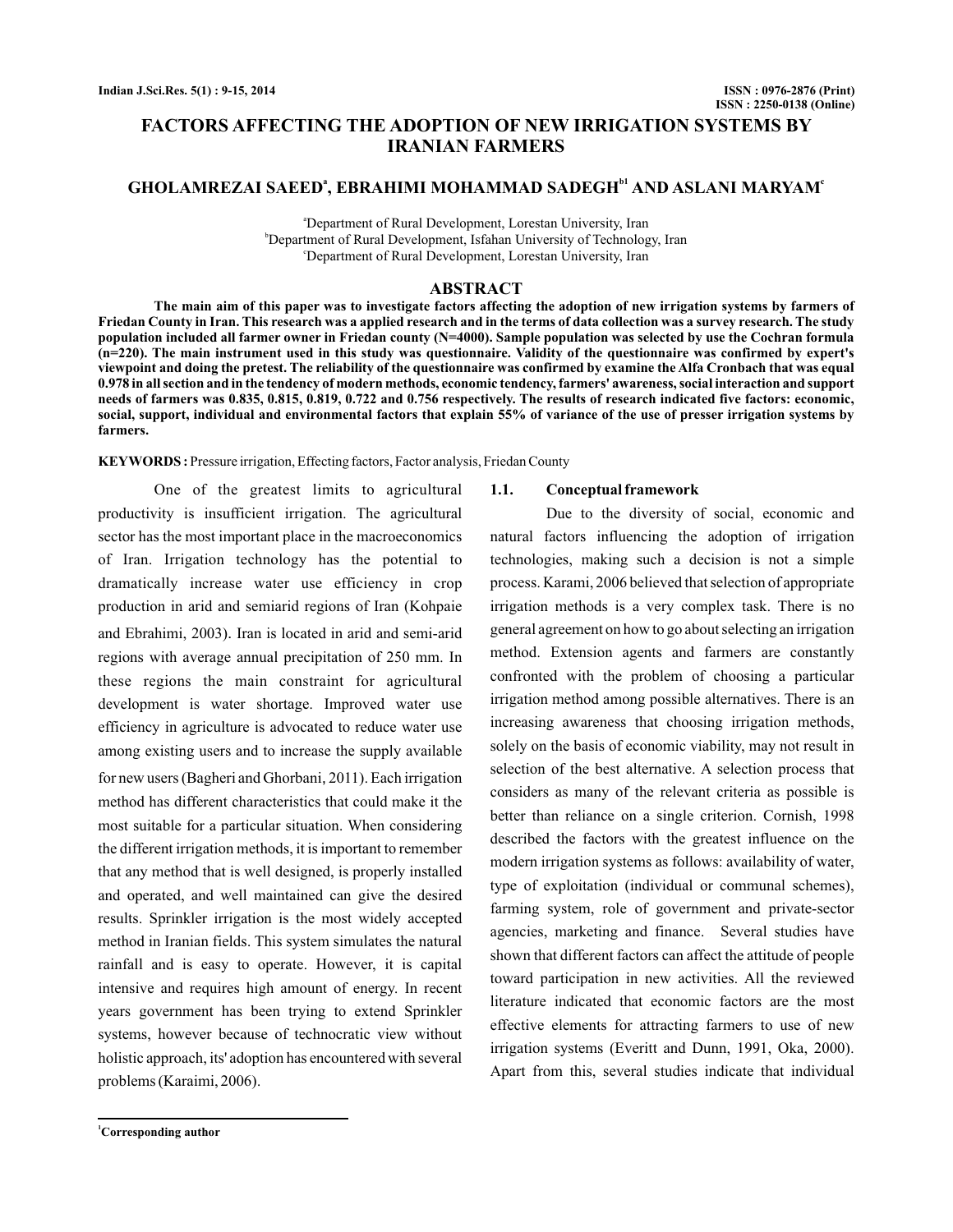# FACTORS AFFECTING THE ADOPTION OF NEW IRRIGATION SYSTEMS BY IRANIAN FARMERS

**GHOLAMREZAI SAEED[a], EBRAHIMI MOHAMMAD SADEGH[b1] AND ASLANI MARYAM[c]**

[a]Department of Rural Development, Lorestan University, Iran
[b]Department of Rural Development, Isfahan University of Technology, Iran
[c]Department of Rural Development, Lorestan University, Iran

## ABSTRACT

**The main aim of this paper was to investigate factors affecting the adoption of new irrigation systems by farmers of Friedan County in Iran. This research was a applied research and in the terms of data collection was a survey research. The study population included all farmer owner in Friedan county (N=4000). Sample population was selected by use the Cochran formula (n=220). The main instrument used in this study was questionnaire. Validity of the questionnaire was confirmed by expert's viewpoint and doing the pretest. The reliability of the questionnaire was confirmed by examine the Alfa Cronbach that was equal 0.978 in all section and in the tendency of modern methods, economic tendency, farmers' awareness, social interaction and support needs of farmers was 0.835, 0.815, 0.819, 0.722 and 0.756 respectively. The results of research indicated five factors: economic, social, support, individual and environmental factors that explain 55% of variance of the use of presser irrigation systems by farmers.**

**KEYWORDS :** Pressure irrigation, Effecting factors, Factor analysis, Friedan County

One of the greatest limits to agricultural productivity is insufficient irrigation. The agricultural sector has the most important place in the macroeconomics of Iran. Irrigation technology has the potential to dramatically increase water use efficiency in crop production in arid and semiarid regions of Iran (Kohpaie and Ebrahimi, 2003). Iran is located in arid and semi-arid regions with average annual precipitation of 250 mm. In these regions the main constraint for agricultural development is water shortage. Improved water use efficiency in agriculture is advocated to reduce water use among existing users and to increase the supply available for new users (Bagheri and Ghorbani, 2011). Each irrigation method has different characteristics that could make it the most suitable for a particular situation. When considering the different irrigation methods, it is important to remember that any method that is well designed, is properly installed and operated, and well maintained can give the desired results. Sprinkler irrigation is the most widely accepted method in Iranian fields. This system simulates the natural rainfall and is easy to operate. However, it is capital intensive and requires high amount of energy. In recent years government has been trying to extend Sprinkler systems, however because of technocratic view without holistic approach, its' adoption has encountered with several problems (Karaimi, 2006).

### 1.1. Conceptual framework

Due to the diversity of social, economic and natural factors influencing the adoption of irrigation technologies, making such a decision is not a simple process. Karami, 2006 believed that selection of appropriate irrigation methods is a very complex task. There is no general agreement on how to go about selecting an irrigation method. Extension agents and farmers are constantly confronted with the problem of choosing a particular irrigation method among possible alternatives. There is an increasing awareness that choosing irrigation methods, solely on the basis of economic viability, may not result in selection of the best alternative. A selection process that considers as many of the relevant criteria as possible is better than reliance on a single criterion. Cornish, 1998 described the factors with the greatest influence on the modern irrigation systems as follows: availability of water, type of exploitation (individual or communal schemes), farming system, role of government and private-sector agencies, marketing and finance. Several studies have shown that different factors can affect the attitude of people toward participation in new activities. All the reviewed literature indicated that economic factors are the most effective elements for attracting farmers to use of new irrigation systems (Everitt and Dunn, 1991, Oka, 2000). Apart from this, several studies indicate that individual

[1]Corresponding author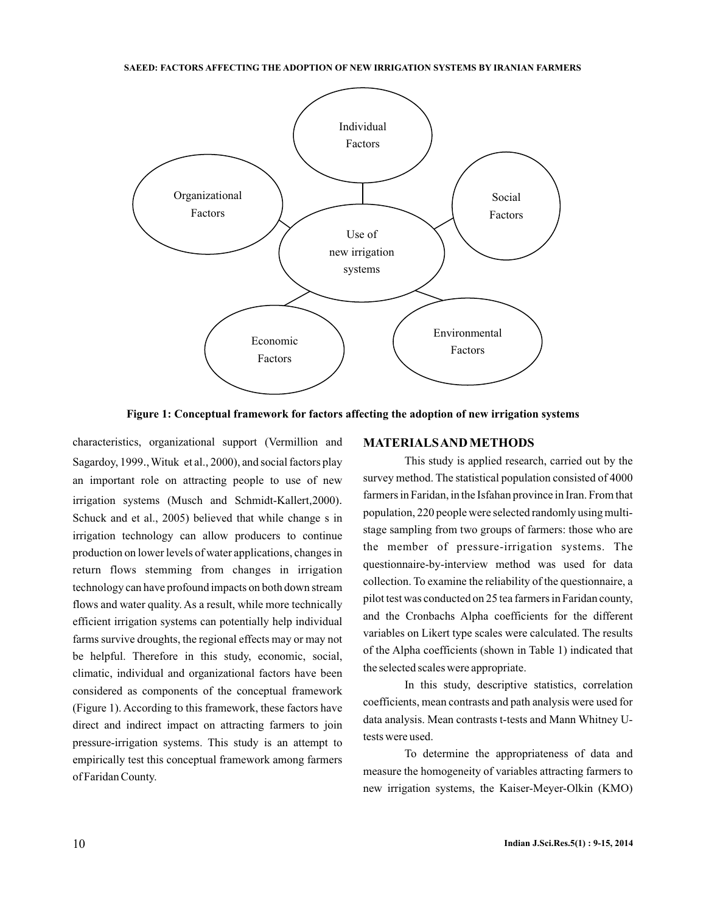Figure 1: Conceptual framework for factors affecting the adoption of new irrigation systems

characteristics, organizational support (Vermillion and Sagardoy, 1999., Wituk et al., 2000), and social factors play an important role on attracting people to use of new irrigation systems (Musch and Schmidt-Kallert,2000). Schuck and et al., 2005) believed that while change s in irrigation technology can allow producers to continue production on lower levels of water applications, changes in return flows stemming from changes in irrigation technology can have profound impacts on both down stream flows and water quality. As a result, while more technically efficient irrigation systems can potentially help individual farms survive droughts, the regional effects may or may not be helpful. Therefore in this study, economic, social, climatic, individual and organizational factors have been considered as components of the conceptual framework (Figure 1). According to this framework, these factors have direct and indirect impact on attracting farmers to join pressure-irrigation systems. This study is an attempt to empirically test this conceptual framework among farmers of Faridan County.

## MATERIALS AND METHODS

This study is applied research, carried out by the survey method. The statistical population consisted of 4000 farmers in Faridan, in the Isfahan province in Iran. From that population, 220 people were selected randomly using multi-stage sampling from two groups of farmers: those who are the member of pressure-irrigation systems. The questionnaire-by-interview method was used for data collection. To examine the reliability of the questionnaire, a pilot test was conducted on 25 tea farmers in Faridan county, and the Cronbachs Alpha coefficients for the different variables on Likert type scales were calculated. The results of the Alpha coefficients (shown in Table 1) indicated that the selected scales were appropriate.

In this study, descriptive statistics, correlation coefficients, mean contrasts and path analysis were used for data analysis. Mean contrasts t-tests and Mann Whitney U-tests were used.

To determine the appropriateness of data and measure the homogeneity of variables attracting farmers to new irrigation systems, the Kaiser-Meyer-Olkin (KMO)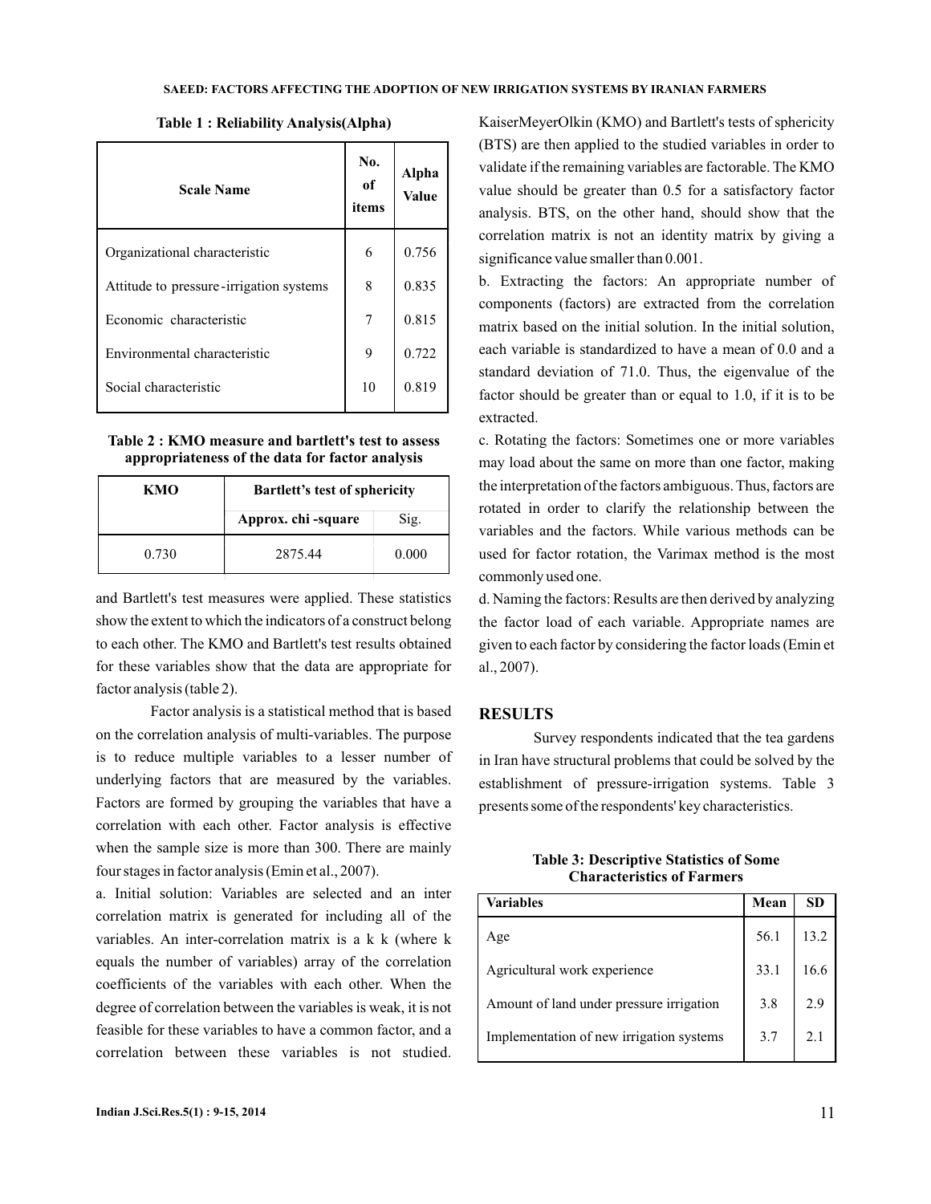**Table 1 : Reliability Analysis(Alpha)**

| Scale Name | No. of items | Alpha Value |
|---|---|---|
| Organizational characteristic | 6 | 0.756 |
| Attitude to pressure -irrigation systems | 8 | 0.835 |
| Economic characteristic | 7 | 0.815 |
| Environmental characteristic | 9 | 0.722 |
| Social characteristic | 10 | 0.819 |

**Table 2 : KMO measure and bartlett's test to assess appropriateness of the data for factor analysis**

| KMO | Bartlett's test of sphericity | |
|---|---|---|
| | Approx. chi -square | Sig. |
| 0.730 | 2875.44 | 0.000 |

and Bartlett's test measures were applied. These statistics show the extent to which the indicators of a construct belong to each other. The KMO and Bartlett's test results obtained for these variables show that the data are appropriate for factor analysis (table 2).

Factor analysis is a statistical method that is based on the correlation analysis of multi-variables. The purpose is to reduce multiple variables to a lesser number of underlying factors that are measured by the variables. Factors are formed by grouping the variables that have a correlation with each other. Factor analysis is effective when the sample size is more than 300. There are mainly four stages in factor analysis (Emin et al., 2007).

a. Initial solution: Variables are selected and an inter correlation matrix is generated for including all of the variables. An inter-correlation matrix is a k k (where k equals the number of variables) array of the correlation coefficients of the variables with each other. When the degree of correlation between the variables is weak, it is not feasible for these variables to have a common factor, and a correlation between these variables is not studied. KaiserMeyerOlkin (KMO) and Bartlett's tests of sphericity (BTS) are then applied to the studied variables in order to validate if the remaining variables are factorable. The KMO value should be greater than 0.5 for a satisfactory factor analysis. BTS, on the other hand, should show that the correlation matrix is not an identity matrix by giving a significance value smaller than 0.001.

b. Extracting the factors: An appropriate number of components (factors) are extracted from the correlation matrix based on the initial solution. In the initial solution, each variable is standardized to have a mean of 0.0 and a standard deviation of 71.0. Thus, the eigenvalue of the factor should be greater than or equal to 1.0, if it is to be extracted.

c. Rotating the factors: Sometimes one or more variables may load about the same on more than one factor, making the interpretation of the factors ambiguous. Thus, factors are rotated in order to clarify the relationship between the variables and the factors. While various methods can be used for factor rotation, the Varimax method is the most commonly used one.

d. Naming the factors: Results are then derived by analyzing the factor load of each variable. Appropriate names are given to each factor by considering the factor loads (Emin et al., 2007).

## RESULTS

Survey respondents indicated that the tea gardens in Iran have structural problems that could be solved by the establishment of pressure-irrigation systems. Table 3 presents some of the respondents' key characteristics.

**Table 3: Descriptive Statistics of Some Characteristics of Farmers**

| Variables | Mean | SD |
|---|---|---|
| Age | 56.1 | 13.2 |
| Agricultural work experience | 33.1 | 16.6 |
| Amount of land under pressure irrigation | 3.8 | 2.9 |
| Implementation of new irrigation systems | 3.7 | 2.1 |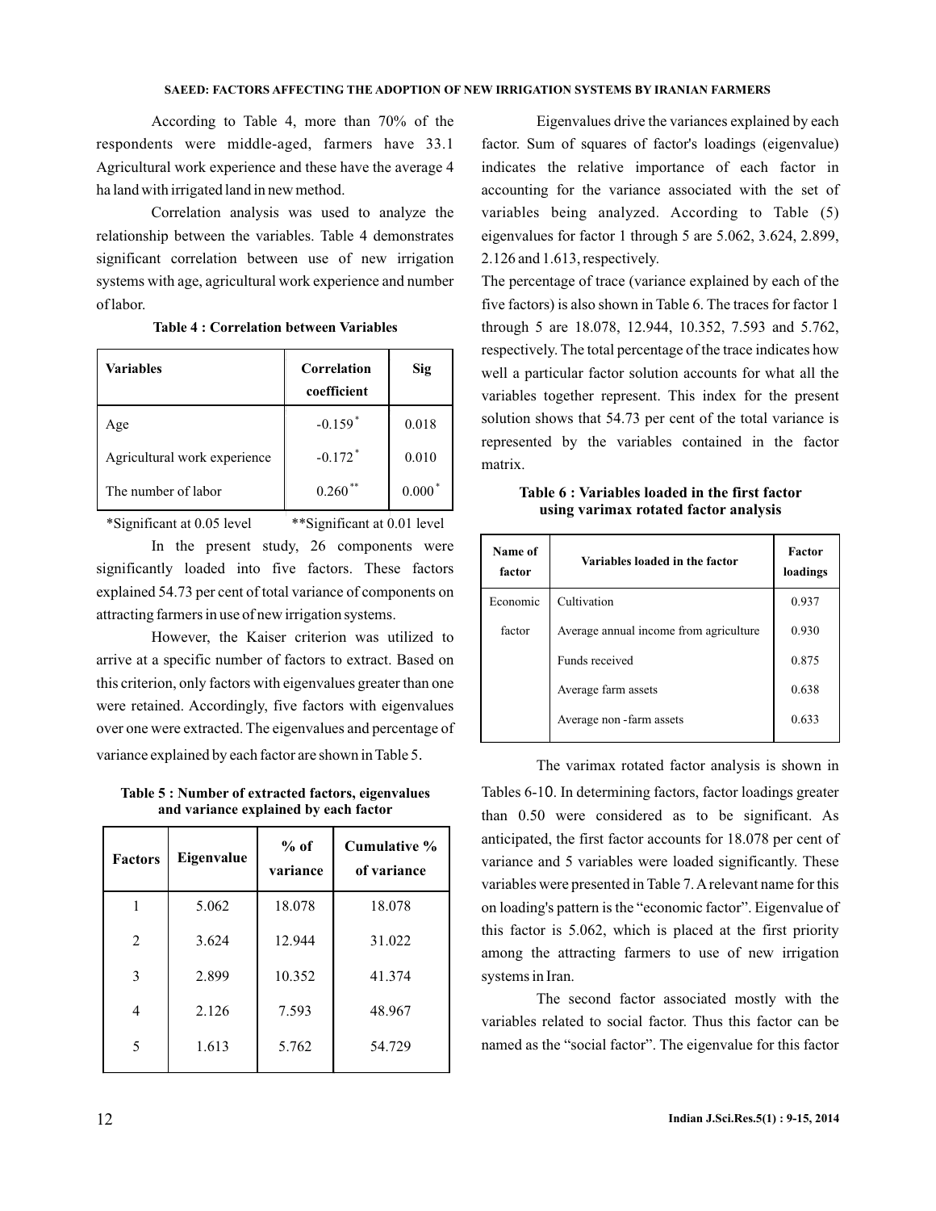According to Table 4, more than 70% of the respondents were middle-aged, farmers have 33.1 Agricultural work experience and these have the average 4 ha land with irrigated land in new method.

Correlation analysis was used to analyze the relationship between the variables. Table 4 demonstrates significant correlation between use of new irrigation systems with age, agricultural work experience and number of labor.

**Table 4 : Correlation between Variables**

| Variables | Correlation coefficient | Sig |
|---|---|---|
| Age | -0.159* | 0.018 |
| Agricultural work experience | -0.172* | 0.010 |
| The number of labor | 0.260** | 0.000* |

*Significant at 0.05 level **Significant at 0.01 level

In the present study, 26 components were significantly loaded into five factors. These factors explained 54.73 per cent of total variance of components on attracting farmers in use of new irrigation systems.

However, the Kaiser criterion was utilized to arrive at a specific number of factors to extract. Based on this criterion, only factors with eigenvalues greater than one were retained. Accordingly, five factors with eigenvalues over one were extracted. The eigenvalues and percentage of variance explained by each factor are shown in Table 5.

**Table 5 : Number of extracted factors, eigenvalues and variance explained by each factor**

| Factors | Eigenvalue | % of variance | Cumulative % of variance |
|---|---|---|---|
| 1 | 5.062 | 18.078 | 18.078 |
| 2 | 3.624 | 12.944 | 31.022 |
| 3 | 2.899 | 10.352 | 41.374 |
| 4 | 2.126 | 7.593 | 48.967 |
| 5 | 1.613 | 5.762 | 54.729 |

Eigenvalues drive the variances explained by each factor. Sum of squares of factor's loadings (eigenvalue) indicates the relative importance of each factor in accounting for the variance associated with the set of variables being analyzed. According to Table (5) eigenvalues for factor 1 through 5 are 5.062, 3.624, 2.899, 2.126 and 1.613, respectively.

The percentage of trace (variance explained by each of the five factors) is also shown in Table 6. The traces for factor 1 through 5 are 18.078, 12.944, 10.352, 7.593 and 5.762, respectively. The total percentage of the trace indicates how well a particular factor solution accounts for what all the variables together represent. This index for the present solution shows that 54.73 per cent of the total variance is represented by the variables contained in the factor matrix.

**Table 6 : Variables loaded in the first factor using varimax rotated factor analysis**

| Name of factor | Variables loaded in the factor | Factor loadings |
|---|---|---|
| Economic factor | Cultivation | 0.937 |
| | Average annual income from agriculture | 0.930 |
| | Funds received | 0.875 |
| | Average farm assets | 0.638 |
| | Average non -farm assets | 0.633 |

The varimax rotated factor analysis is shown in Tables 6-10. In determining factors, factor loadings greater than 0.50 were considered as to be significant. As anticipated, the first factor accounts for 18.078 per cent of variance and 5 variables were loaded significantly. These variables were presented in Table 7. A relevant name for this on loading's pattern is the "economic factor". Eigenvalue of this factor is 5.062, which is placed at the first priority among the attracting farmers to use of new irrigation systems in Iran.

The second factor associated mostly with the variables related to social factor. Thus this factor can be named as the "social factor". The eigenvalue for this factor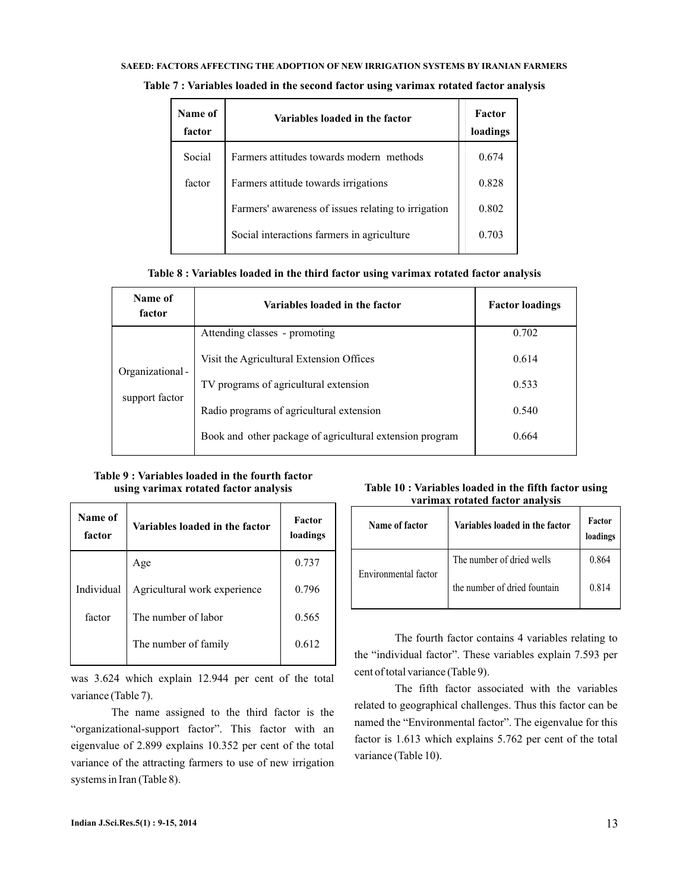**Table 7 : Variables loaded in the second factor using varimax rotated factor analysis**

| Name of factor | Variables loaded in the factor | Factor loadings |
|---|---|---|
| Social factor | Farmers attitudes towards modern methods | 0.674 |
| | Farmers attitude towards irrigations | 0.828 |
| | Farmers' awareness of issues relating to irrigation | 0.802 |
| | Social interactions farmers in agriculture | 0.703 |

**Table 8 : Variables loaded in the third factor using varimax rotated factor analysis**

| Name of factor | Variables loaded in the factor | Factor loadings |
|---|---|---|
| Organizational - support factor | Attending classes - promoting | 0.702 |
| | Visit the Agricultural Extension Offices | 0.614 |
| | TV programs of agricultural extension | 0.533 |
| | Radio programs of agricultural extension | 0.540 |
| | Book and other package of agricultural extension program | 0.664 |

**Table 9 : Variables loaded in the fourth factor using varimax rotated factor analysis**

| Name of factor | Variables loaded in the factor | Factor loadings |
|---|---|---|
| Individual factor | Age | 0.737 |
| | Agricultural work experience | 0.796 |
| | The number of labor | 0.565 |
| | The number of family | 0.612 |

was 3.624 which explain 12.944 per cent of the total variance (Table 7).

The name assigned to the third factor is the "organizational-support factor". This factor with an eigenvalue of 2.899 explains 10.352 per cent of the total variance of the attracting farmers to use of new irrigation systems in Iran (Table 8).

**Table 10 : Variables loaded in the fifth factor using varimax rotated factor analysis**

| Name of factor | Variables loaded in the factor | Factor loadings |
|---|---|---|
| Environmental factor | The number of dried wells | 0.864 |
| | the number of dried fountain | 0.814 |

The fourth factor contains 4 variables relating to the "individual factor". These variables explain 7.593 per cent of total variance (Table 9).

The fifth factor associated with the variables related to geographical challenges. Thus this factor can be named the "Environmental factor". The eigenvalue for this factor is 1.613 which explains 5.762 per cent of the total variance (Table 10).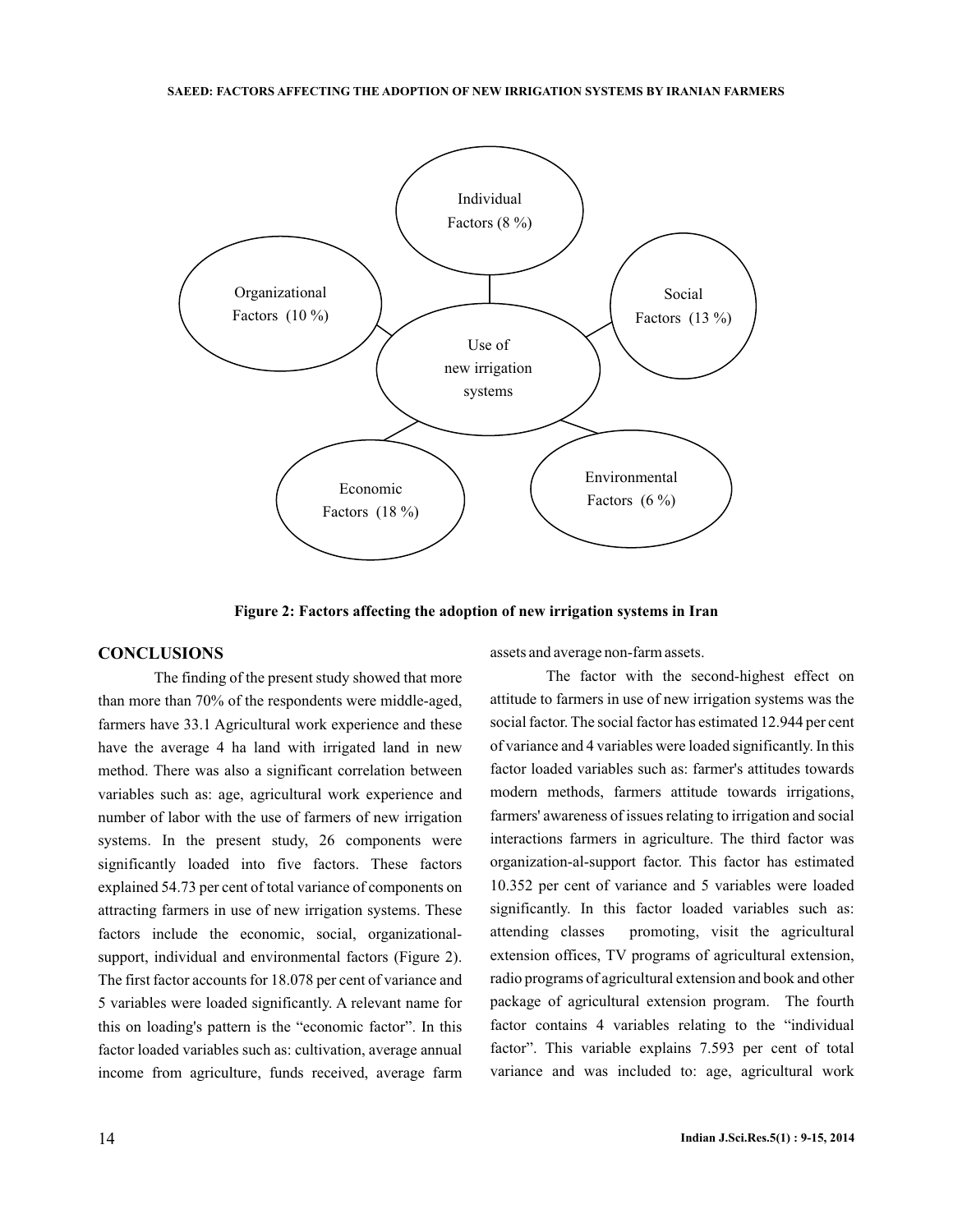Individual Factors (8 %)

Organizational Factors (10 %)

Social Factors (13 %)

Use of new irrigation systems

Economic Factors (18 %)

Environmental Factors (6 %)

**Figure 2: Factors affecting the adoption of new irrigation systems in Iran**

## CONCLUSIONS

The finding of the present study showed that more than more than 70% of the respondents were middle-aged, farmers have 33.1 Agricultural work experience and these have the average 4 ha land with irrigated land in new method. There was also a significant correlation between variables such as: age, agricultural work experience and number of labor with the use of farmers of new irrigation systems. In the present study, 26 components were significantly loaded into five factors. These factors explained 54.73 per cent of total variance of components on attracting farmers in use of new irrigation systems. These factors include the economic, social, organizational-support, individual and environmental factors (Figure 2). The first factor accounts for 18.078 per cent of variance and 5 variables were loaded significantly. A relevant name for this on loading's pattern is the "economic factor". In this factor loaded variables such as: cultivation, average annual income from agriculture, funds received, average farm assets and average non-farm assets.

The factor with the second-highest effect on attitude to farmers in use of new irrigation systems was the social factor. The social factor has estimated 12.944 per cent of variance and 4 variables were loaded significantly. In this factor loaded variables such as: farmer's attitudes towards modern methods, farmers attitude towards irrigations, farmers' awareness of issues relating to irrigation and social interactions farmers in agriculture. The third factor was organization-al-support factor. This factor has estimated 10.352 per cent of variance and 5 variables were loaded significantly. In this factor loaded variables such as: attending classes promoting, visit the agricultural extension offices, TV programs of agricultural extension, radio programs of agricultural extension and book and other package of agricultural extension program. The fourth factor contains 4 variables relating to the "individual factor". This variable explains 7.593 per cent of total variance and was included to: age, agricultural work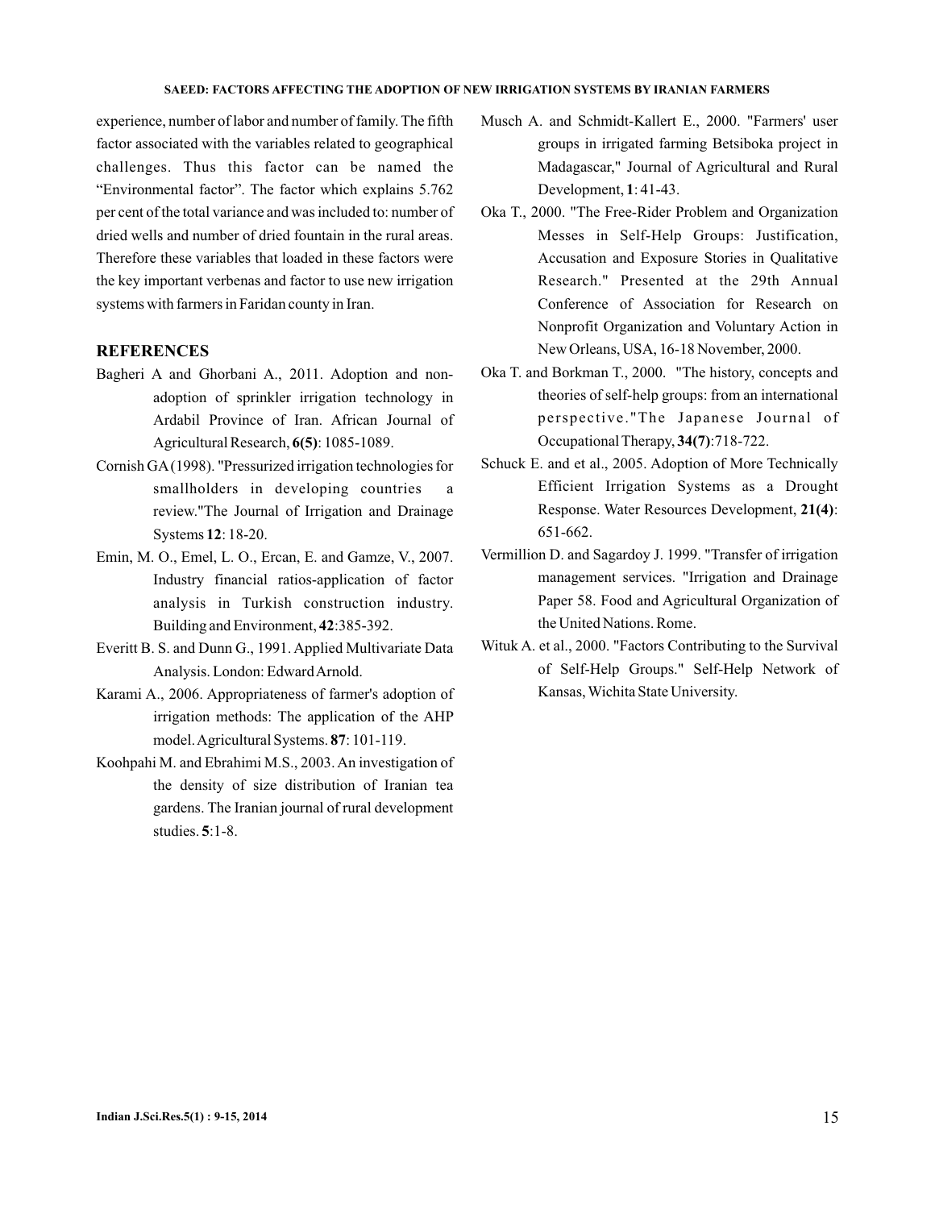experience, number of labor and number of family. The fifth factor associated with the variables related to geographical challenges. Thus this factor can be named the "Environmental factor". The factor which explains 5.762 per cent of the total variance and was included to: number of dried wells and number of dried fountain in the rural areas. Therefore these variables that loaded in these factors were the key important verbenas and factor to use new irrigation systems with farmers in Faridan county in Iran.

## REFERENCES

Bagheri A and Ghorbani A., 2011. Adoption and non-adoption of sprinkler irrigation technology in Ardabil Province of Iran. African Journal of Agricultural Research, **6(5)**: 1085-1089.

Cornish GA (1998). "Pressurized irrigation technologies for smallholders in developing countries a review."The Journal of Irrigation and Drainage Systems **12**: 18-20.

Emin, M. O., Emel, L. O., Ercan, E. and Gamze, V., 2007. Industry financial ratios-application of factor analysis in Turkish construction industry. Building and Environment, **42**:385-392.

Everitt B. S. and Dunn G., 1991. Applied Multivariate Data Analysis. London: Edward Arnold.

Karami A., 2006. Appropriateness of farmer's adoption of irrigation methods: The application of the AHP model. Agricultural Systems. **87**: 101-119.

Koohpahi M. and Ebrahimi M.S., 2003. An investigation of the density of size distribution of Iranian tea gardens. The Iranian journal of rural development studies. **5**:1-8.

Musch A. and Schmidt-Kallert E., 2000. "Farmers' user groups in irrigated farming Betsiboka project in Madagascar," Journal of Agricultural and Rural Development, **1**: 41-43.

Oka T., 2000. "The Free-Rider Problem and Organization Messes in Self-Help Groups: Justification, Accusation and Exposure Stories in Qualitative Research." Presented at the 29th Annual Conference of Association for Research on Nonprofit Organization and Voluntary Action in New Orleans, USA, 16-18 November, 2000.

Oka T. and Borkman T., 2000. "The history, concepts and theories of self-help groups: from an international perspective."The Japanese Journal of Occupational Therapy, **34(7)**:718-722.

Schuck E. and et al., 2005. Adoption of More Technically Efficient Irrigation Systems as a Drought Response. Water Resources Development, **21(4)**: 651-662.

Vermillion D. and Sagardoy J. 1999. "Transfer of irrigation management services. "Irrigation and Drainage Paper 58. Food and Agricultural Organization of the United Nations. Rome.

Wituk A. et al., 2000. "Factors Contributing to the Survival of Self-Help Groups." Self-Help Network of Kansas, Wichita State University.